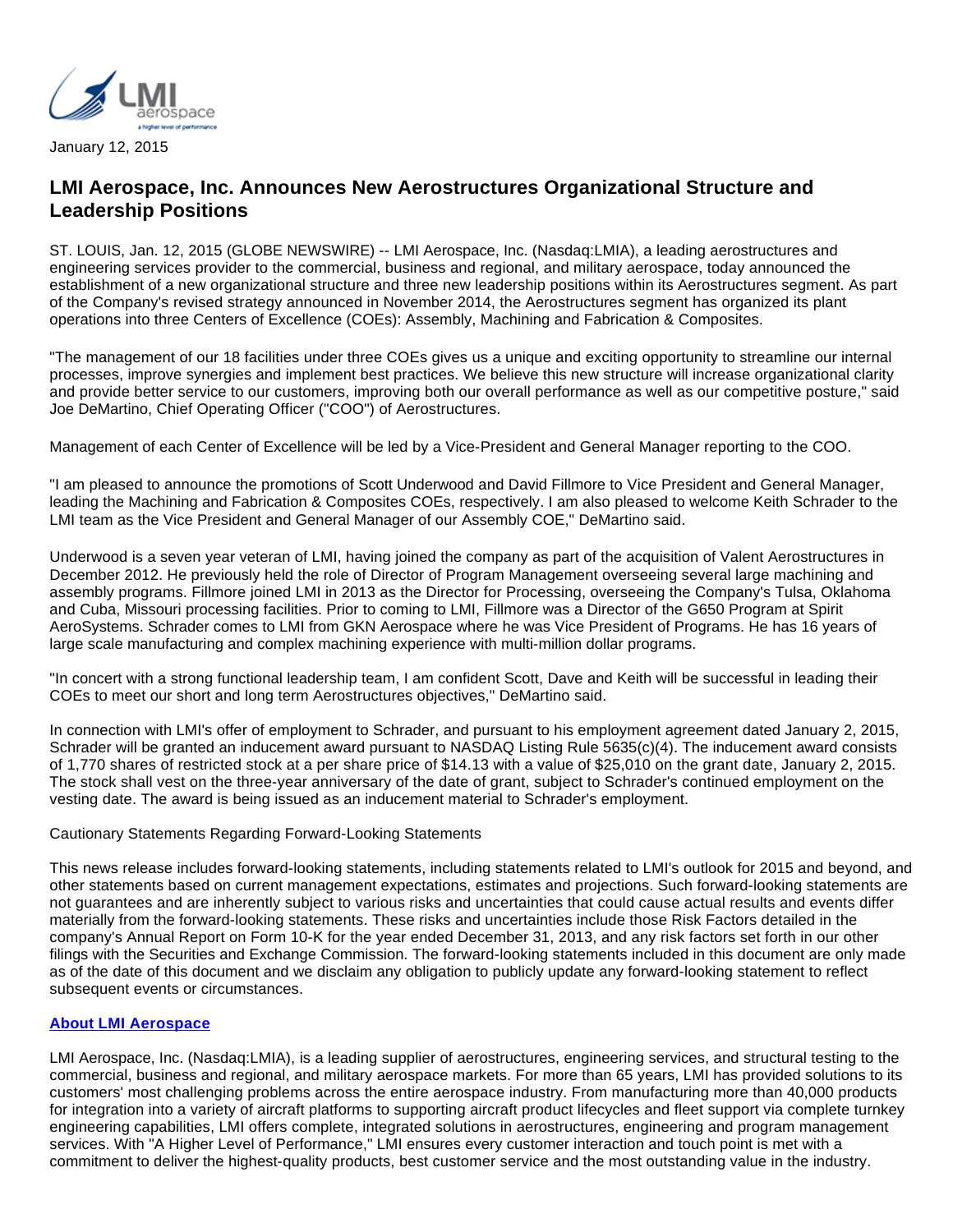January 12, 2015

# LMI Aerospace, Inc. Announces New Aerostructures Organizational Structure and Leadership Positions

ST. LOUIS, Jan. 12, 2015 (GLOBE NEWSWIRE) -- LMI Aerospace, Inc. (Nasdaq:LMIA), a leading aerostructures and engineering services provider to the commercial, business and regional, and military aerospace, today announced the establishment of a new organizational structure and three new leadership positions within its Aerostructures segment. As part of the Company's revised strategy announced in November 2014, the Aerostructures segment has organized its plant operations into three Centers of Excellence (COEs): Assembly, Machining and Fabrication & Composites.

"The management of our 18 facilities under three COEs gives us a unique and exciting opportunity to streamline our internal processes, improve synergies and implement best practices. We believe this new structure will increase organizational clarity and provide better service to our customers, improving both our overall performance as well as our competitive posture," said Joe DeMartino, Chief Operating Officer ("COO") of Aerostructures.

Management of each Center of Excellence will be led by a Vice-President and General Manager reporting to the COO.

"I am pleased to announce the promotions of Scott Underwood and David Fillmore to Vice President and General Manager, leading the Machining and Fabrication & Composites COEs, respectively. I am also pleased to welcome Keith Schrader to the LMI team as the Vice President and General Manager of our Assembly COE," DeMartino said.

Underwood is a seven year veteran of LMI, having joined the company as part of the acquisition of Valent Aerostructures in December 2012. He previously held the role of Director of Program Management overseeing several large machining and assembly programs. Fillmore joined LMI in 2013 as the Director for Processing, overseeing the Company's Tulsa, Oklahoma and Cuba, Missouri processing facilities. Prior to coming to LMI, Fillmore was a Director of the G650 Program at Spirit AeroSystems. Schrader comes to LMI from GKN Aerospace where he was Vice President of Programs. He has 16 years of large scale manufacturing and complex machining experience with multi-million dollar programs.

"In concert with a strong functional leadership team, I am confident Scott, Dave and Keith will be successful in leading their COEs to meet our short and long term Aerostructures objectives," DeMartino said.

In connection with LMI's offer of employment to Schrader, and pursuant to his employment agreement dated January 2, 2015, Schrader will be granted an inducement award pursuant to NASDAQ Listing Rule 5635(c)(4). The inducement award consists of 1,770 shares of restricted stock at a per share price of $14.13 with a value of $25,010 on the grant date, January 2, 2015. The stock shall vest on the three-year anniversary of the date of grant, subject to Schrader's continued employment on the vesting date. The award is being issued as an inducement material to Schrader's employment.

Cautionary Statements Regarding Forward-Looking Statements

This news release includes forward-looking statements, including statements related to LMI's outlook for 2015 and beyond, and other statements based on current management expectations, estimates and projections. Such forward-looking statements are not guarantees and are inherently subject to various risks and uncertainties that could cause actual results and events differ materially from the forward-looking statements. These risks and uncertainties include those Risk Factors detailed in the company's Annual Report on Form 10-K for the year ended December 31, 2013, and any risk factors set forth in our other filings with the Securities and Exchange Commission. The forward-looking statements included in this document are only made as of the date of this document and we disclaim any obligation to publicly update any forward-looking statement to reflect subsequent events or circumstances.

**About LMI Aerospace**

LMI Aerospace, Inc. (Nasdaq:LMIA), is a leading supplier of aerostructures, engineering services, and structural testing to the commercial, business and regional, and military aerospace markets. For more than 65 years, LMI has provided solutions to its customers' most challenging problems across the entire aerospace industry. From manufacturing more than 40,000 products for integration into a variety of aircraft platforms to supporting aircraft product lifecycles and fleet support via complete turnkey engineering capabilities, LMI offers complete, integrated solutions in aerostructures, engineering and program management services. With "A Higher Level of Performance," LMI ensures every customer interaction and touch point is met with a commitment to deliver the highest-quality products, best customer service and the most outstanding value in the industry.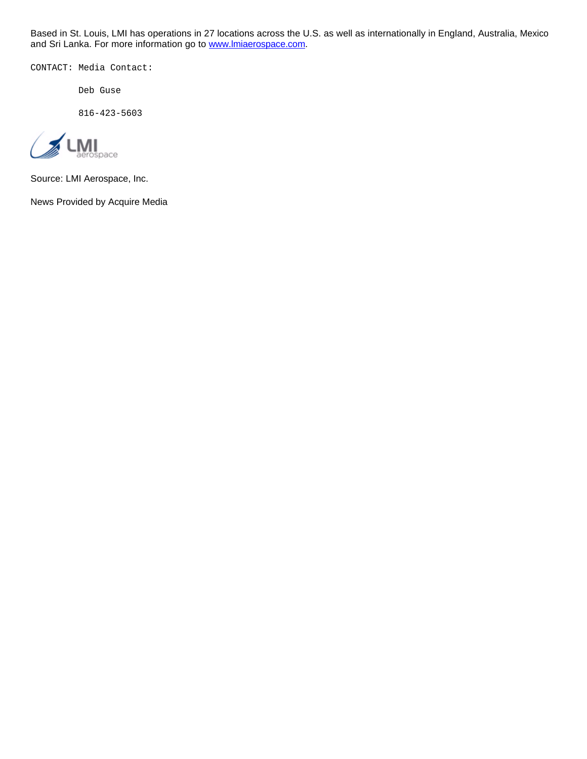Based in St. Louis, LMI has operations in 27 locations across the U.S. as well as internationally in England, Australia, Mexico and Sri Lanka. For more information go to www.lmiaerospace.com.

CONTACT: Media Contact:

Deb Guse

816-423-5603

Source: LMI Aerospace, Inc.

News Provided by Acquire Media